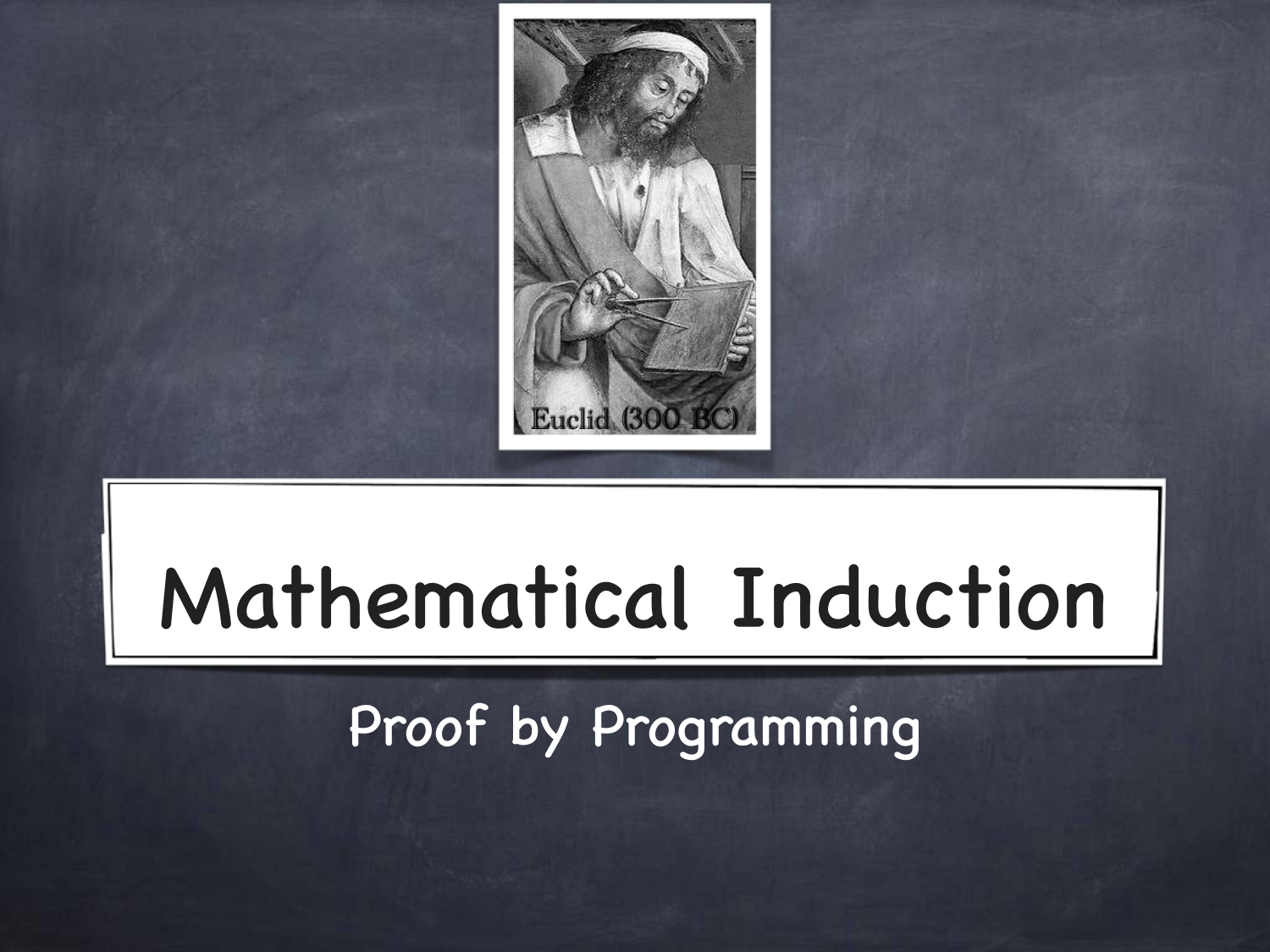Euclid (300 BC)

# Mathematical Induction

## Proof by Programming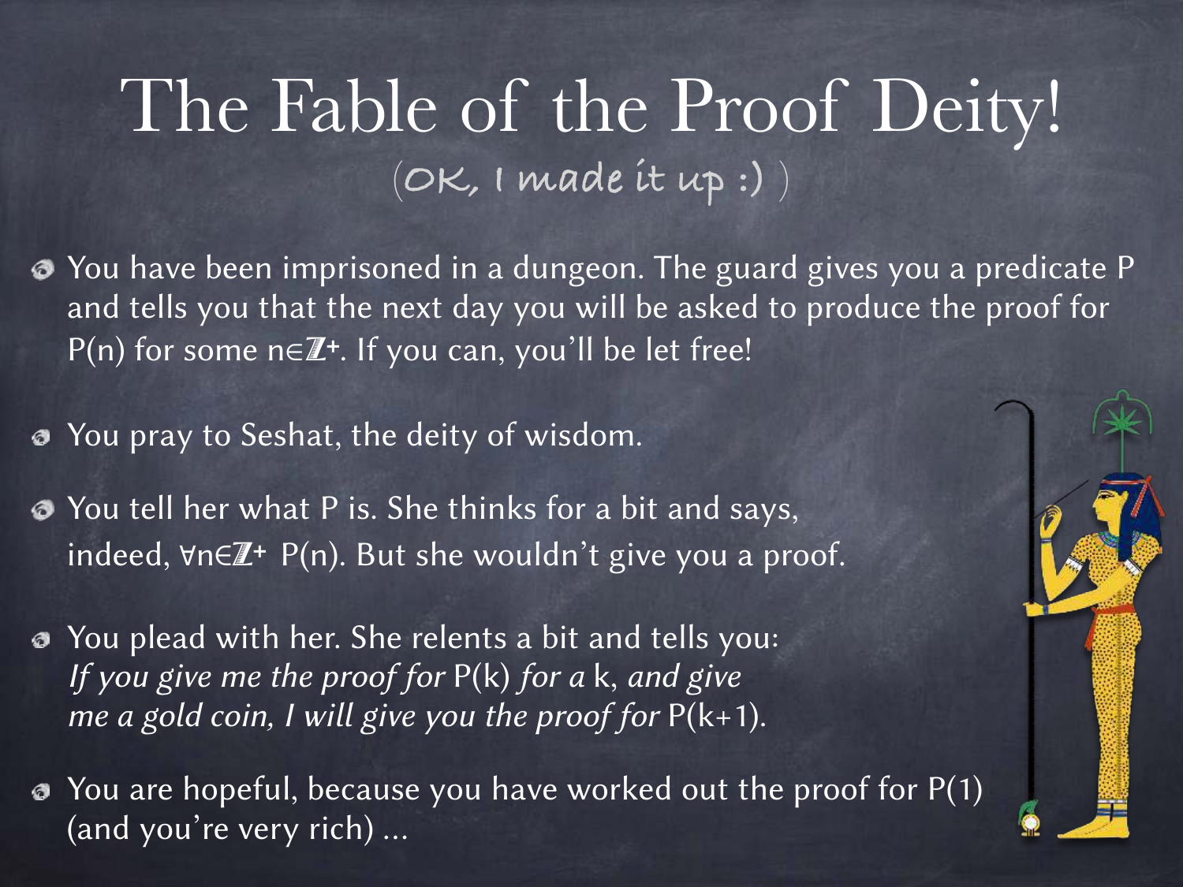# The Fable of the Proof Deity!

(OK, I made it up :) )

- You have been imprisoned in a dungeon. The guard gives you a predicate P and tells you that the next day you will be asked to produce the proof for P(n) for some $n \in \mathbb{Z}^+$. If you can, you'll be let free!
- You pray to Seshat, the deity of wisdom.
- You tell her what P is. She thinks for a bit and says, indeed, $\forall n \in \mathbb{Z}^+ \; P(n)$. But she wouldn't give you a proof.
- You plead with her. She relents a bit and tells you: *If you give me the proof for* P(k) *for a* k, *and give me a gold coin, I will give you the proof for* P(k+1).
- You are hopeful, because you have worked out the proof for P(1) (and you're very rich) ...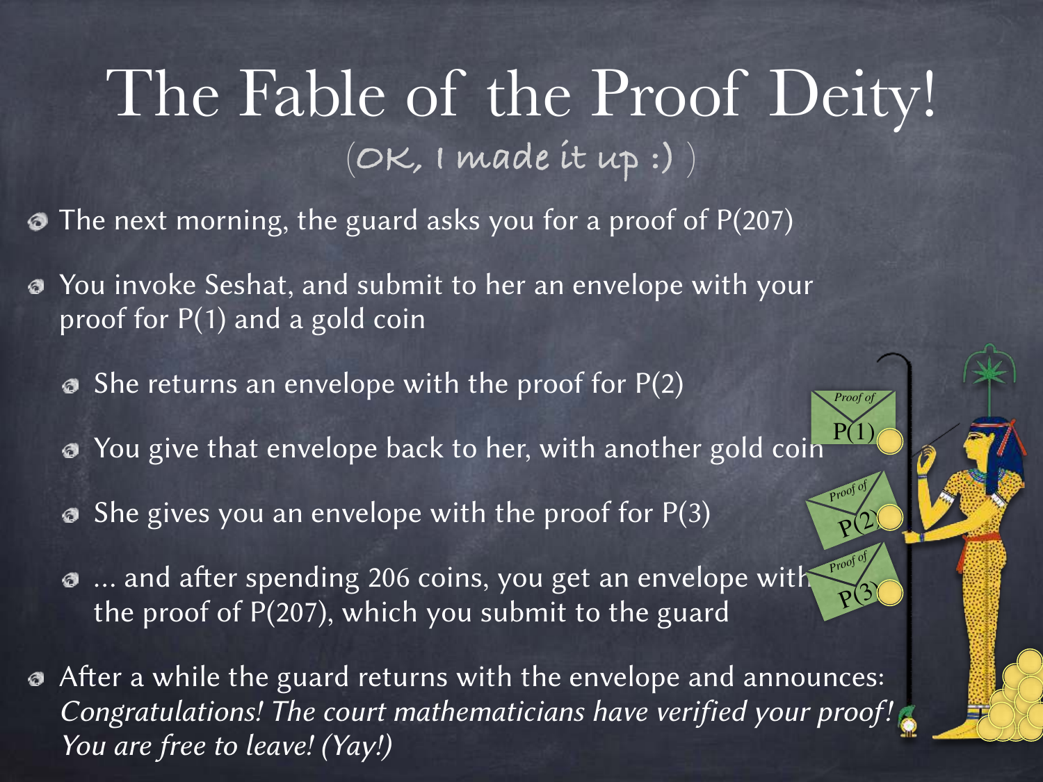# The Fable of the Proof Deity!

(OK, I made it up :) )

- The next morning, the guard asks you for a proof of P(207)
- You invoke Seshat, and submit to her an envelope with your proof for P(1) and a gold coin
  - She returns an envelope with the proof for P(2)
  - You give that envelope back to her, with another gold coin
  - She gives you an envelope with the proof for P(3)
  - ... and after spending 206 coins, you get an envelope with the proof of P(207), which you submit to the guard
- After a while the guard returns with the envelope and announces: *Congratulations! The court mathematicians have verified your proof! You are free to leave! (Yay!)*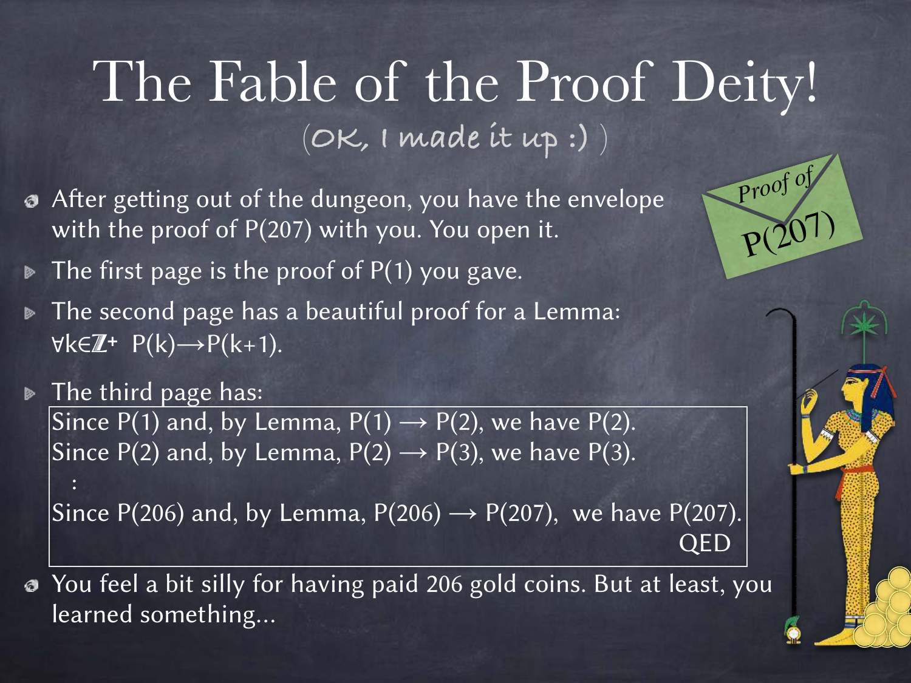# The Fable of the Proof Deity!

(OK, I made it up :) )

- After getting out of the dungeon, you have the envelope with the proof of P(207) with you. You open it.
- The first page is the proof of P(1) you gave.
- The second page has a beautiful proof for a Lemma: $\forall k \in \mathbb{Z}^+ \; P(k) \rightarrow P(k+1)$.
- The third page has:

> Since P(1) and, by Lemma, $P(1) \rightarrow P(2)$, we have P(2).
> Since P(2) and, by Lemma, $P(2) \rightarrow P(3)$, we have P(3).
> ⋮
> Since P(206) and, by Lemma, $P(206) \rightarrow P(207)$, we have P(207).
> QED

- You feel a bit silly for having paid 206 gold coins. But at least, you learned something...

Proof of P(207)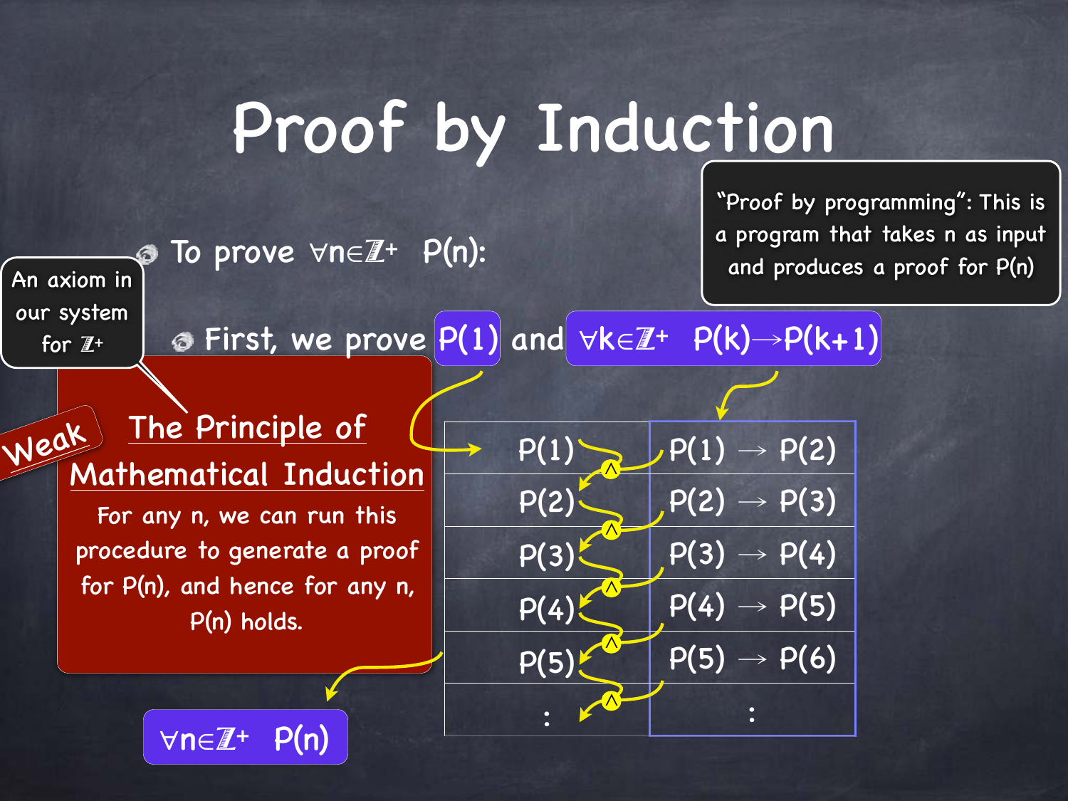# Proof by Induction

- To prove $\forall n \in \mathbb{Z}^+ \; P(n)$:
- First, we prove $P(1)$ and $\forall k \in \mathbb{Z}^+ \; P(k) \rightarrow P(k+1)$

"Proof by programming": This is a program that takes n as input and produces a proof for P(n)

An axiom in our system for $\mathbb{Z}^+$

**Weak**

**The Principle of Mathematical Induction**

For any n, we can run this procedure to generate a proof for P(n), and hence for any n, P(n) holds.

| | |
|---|---|
| $P(1)$ | $P(1) \rightarrow P(2)$ |
| $P(2)$ | $P(2) \rightarrow P(3)$ |
| $P(3)$ | $P(3) \rightarrow P(4)$ |
| $P(4)$ | $P(4) \rightarrow P(5)$ |
| $P(5)$ | $P(5) \rightarrow P(6)$ |
| : | : |

$\forall n \in \mathbb{Z}^+ \; P(n)$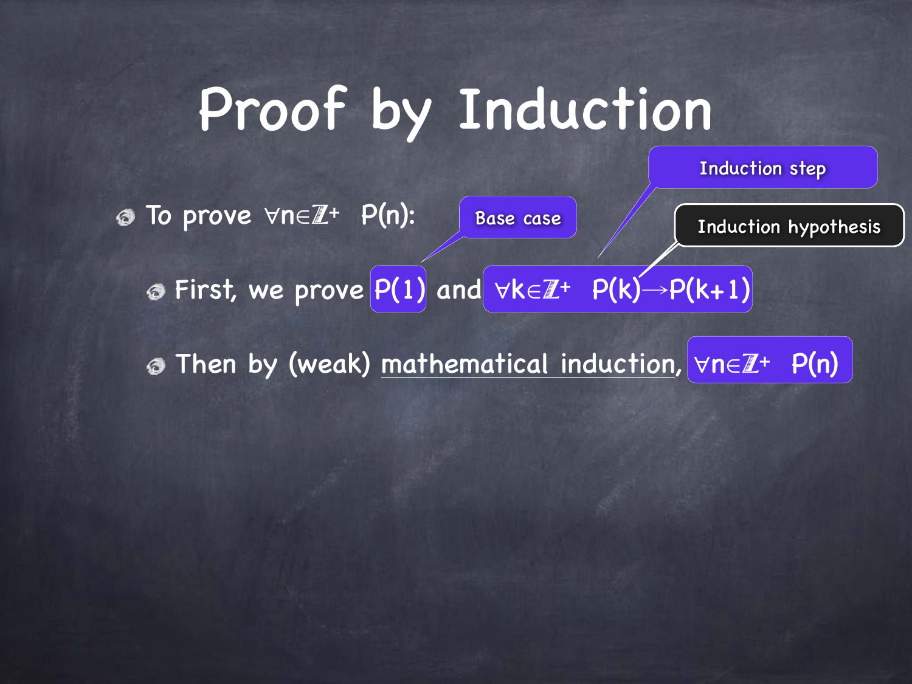# Proof by Induction

- To prove $\forall n \in \mathbb{Z}^+ \; P(n)$:
  - First, we prove $P(1)$ and $\forall k \in \mathbb{Z}^+ \; P(k) \rightarrow P(k+1)$
  - Then by (weak) mathematical induction, $\forall n \in \mathbb{Z}^+ \; P(n)$

Base case

Induction step

Induction hypothesis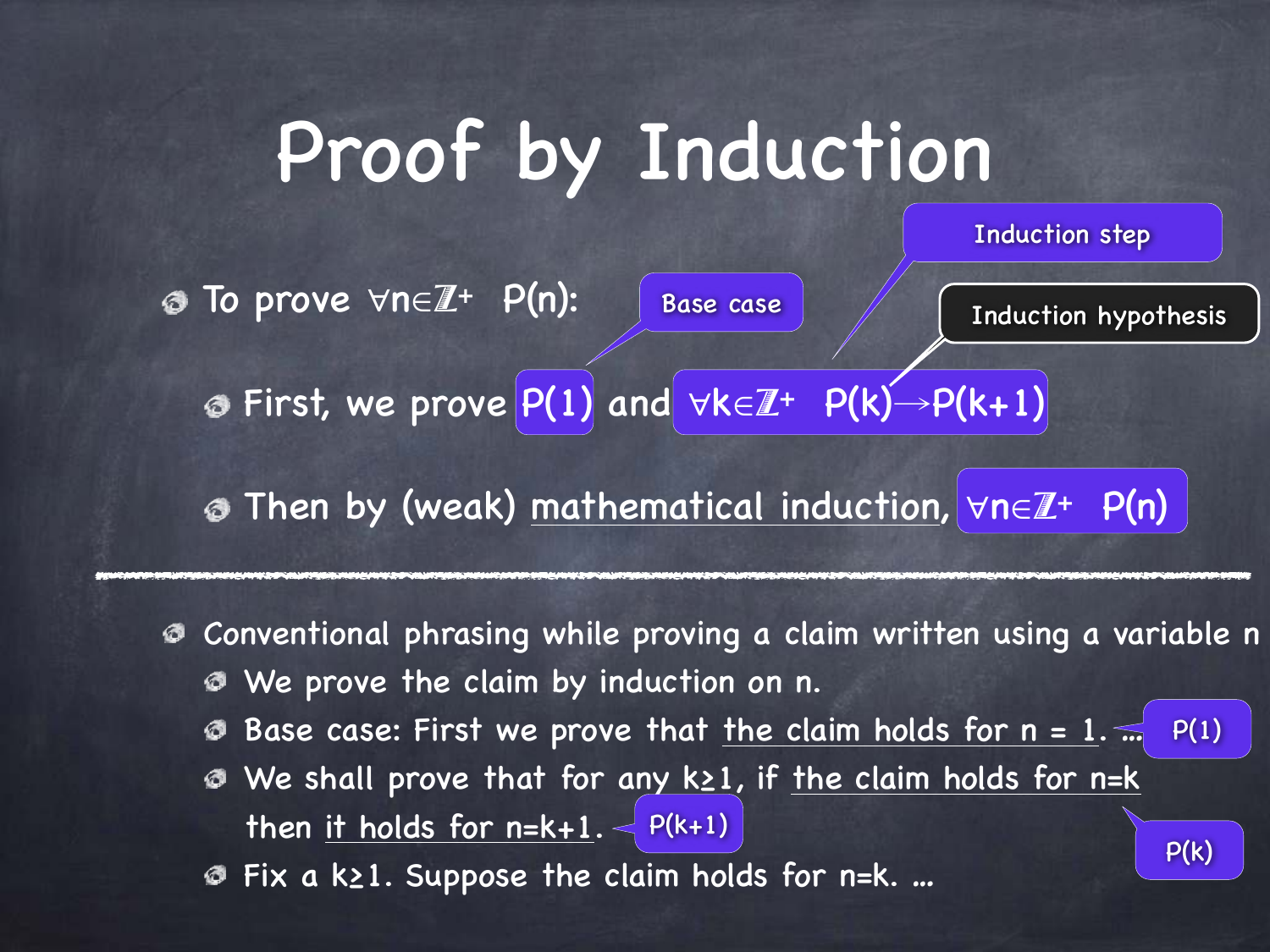# Proof by Induction

- To prove $\forall n \in \mathbb{Z}^+ \; P(n)$:
  - First, we prove $P(1)$ and $\forall k \in \mathbb{Z}^+ \; P(k) \rightarrow P(k+1)$
  - Then by (weak) mathematical induction, $\forall n \in \mathbb{Z}^+ \; P(n)$

Base case: $P(1)$

Induction step: $\forall k \in \mathbb{Z}^+ \; P(k) \rightarrow P(k+1)$

Induction hypothesis: $P(k)$

---

- Conventional phrasing while proving a claim written using a variable n
  - We prove the claim by induction on n.
  - Base case: First we prove that the claim holds for n = 1. … ($P(1)$)
  - We shall prove that for any $k \geq 1$, if the claim holds for n=k ($P(k)$) then it holds for n=k+1. ($P(k+1)$)
  - Fix a $k \geq 1$. Suppose the claim holds for n=k. …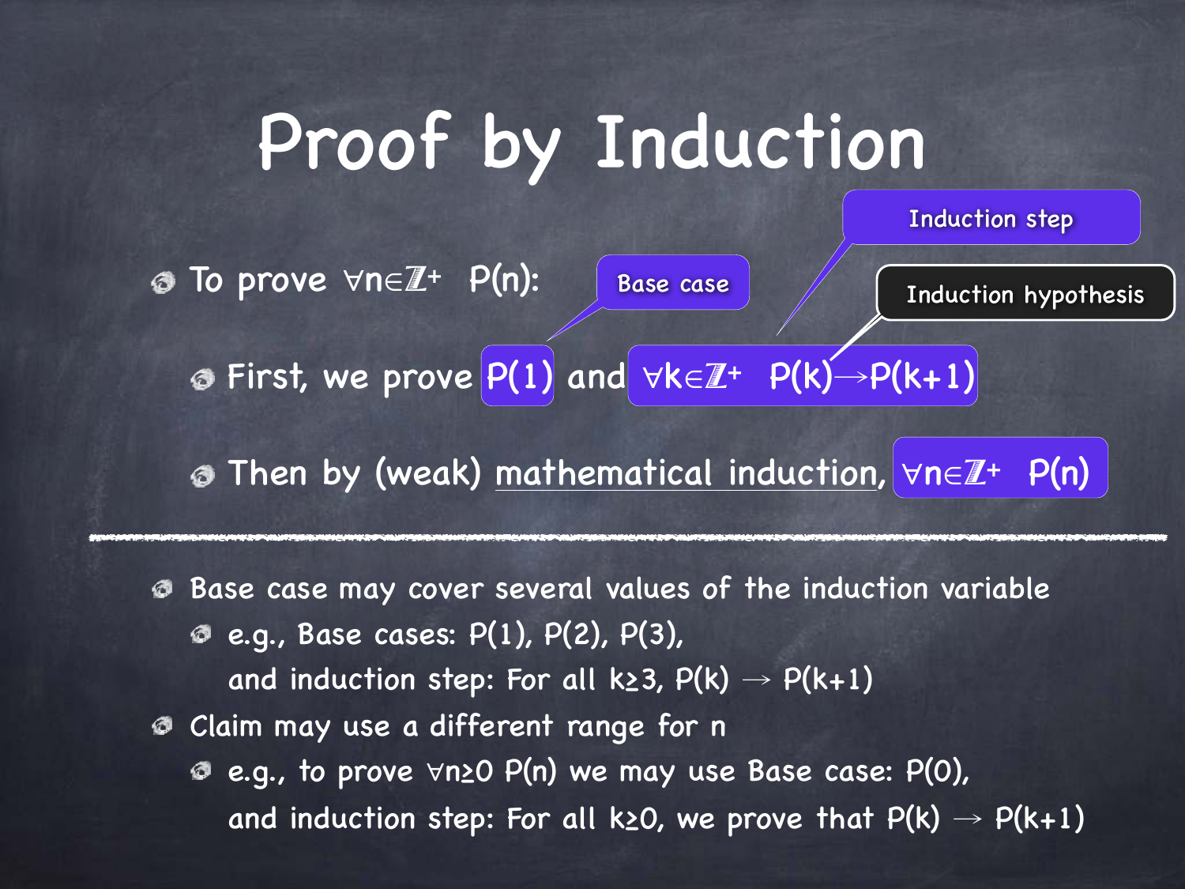# Proof by Induction

- To prove $\forall n \in \mathbb{Z}^+ \; P(n)$:
  - First, we prove $P(1)$ and $\forall k \in \mathbb{Z}^+ \; P(k) \rightarrow P(k+1)$
  - Then by (weak) mathematical induction, $\forall n \in \mathbb{Z}^+ \; P(n)$

Base case: $P(1)$

Induction step: $\forall k \in \mathbb{Z}^+ \; P(k) \rightarrow P(k+1)$

Induction hypothesis: $P(k)$

---

- Base case may cover several values of the induction variable
  - e.g., Base cases: $P(1)$, $P(2)$, $P(3)$, and induction step: For all $k \geq 3$, $P(k) \rightarrow P(k+1)$
- Claim may use a different range for $n$
  - e.g., to prove $\forall n \geq 0 \; P(n)$ we may use Base case: $P(0)$, and induction step: For all $k \geq 0$, we prove that $P(k) \rightarrow P(k+1)$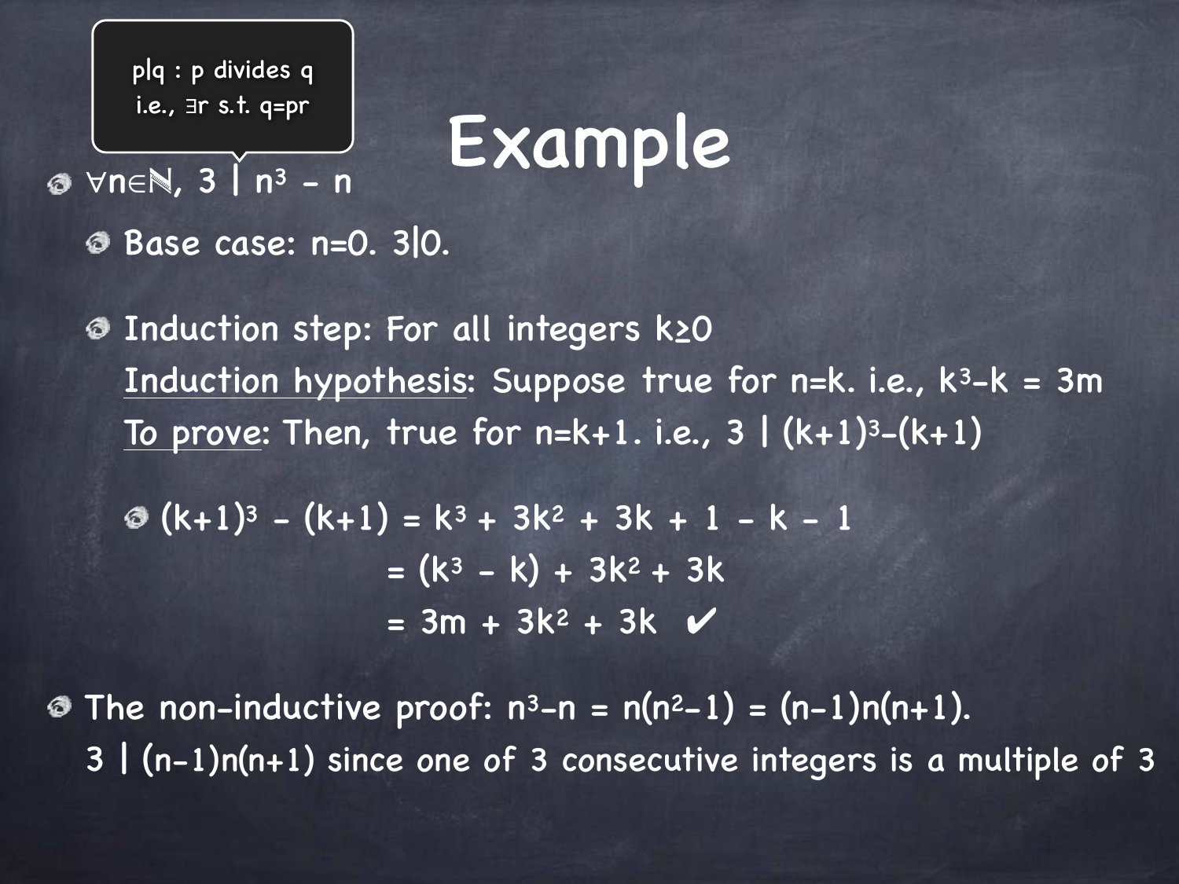# Example

> $p|q$ : $p$ divides $q$
> i.e., $\exists r$ s.t. $q=pr$

- $\forall n \in \mathbb{N}$, $3 \mid n^3 - n$
  - Base case: $n=0$. $3|0$.
  - Induction step: For all integers $k \geq 0$
    <u>Induction hypothesis</u>: Suppose true for $n=k$. i.e., $k^3-k = 3m$
    <u>To prove</u>: Then, true for $n=k+1$. i.e., $3 \mid (k+1)^3-(k+1)$
    - $(k+1)^3 - (k+1) = k^3 + 3k^2 + 3k + 1 - k - 1$
      $= (k^3 - k) + 3k^2 + 3k$
      $= 3m + 3k^2 + 3k$ ✔
- The non-inductive proof: $n^3-n = n(n^2-1) = (n-1)n(n+1)$.
  $3 \mid (n-1)n(n+1)$ since one of 3 consecutive integers is a multiple of 3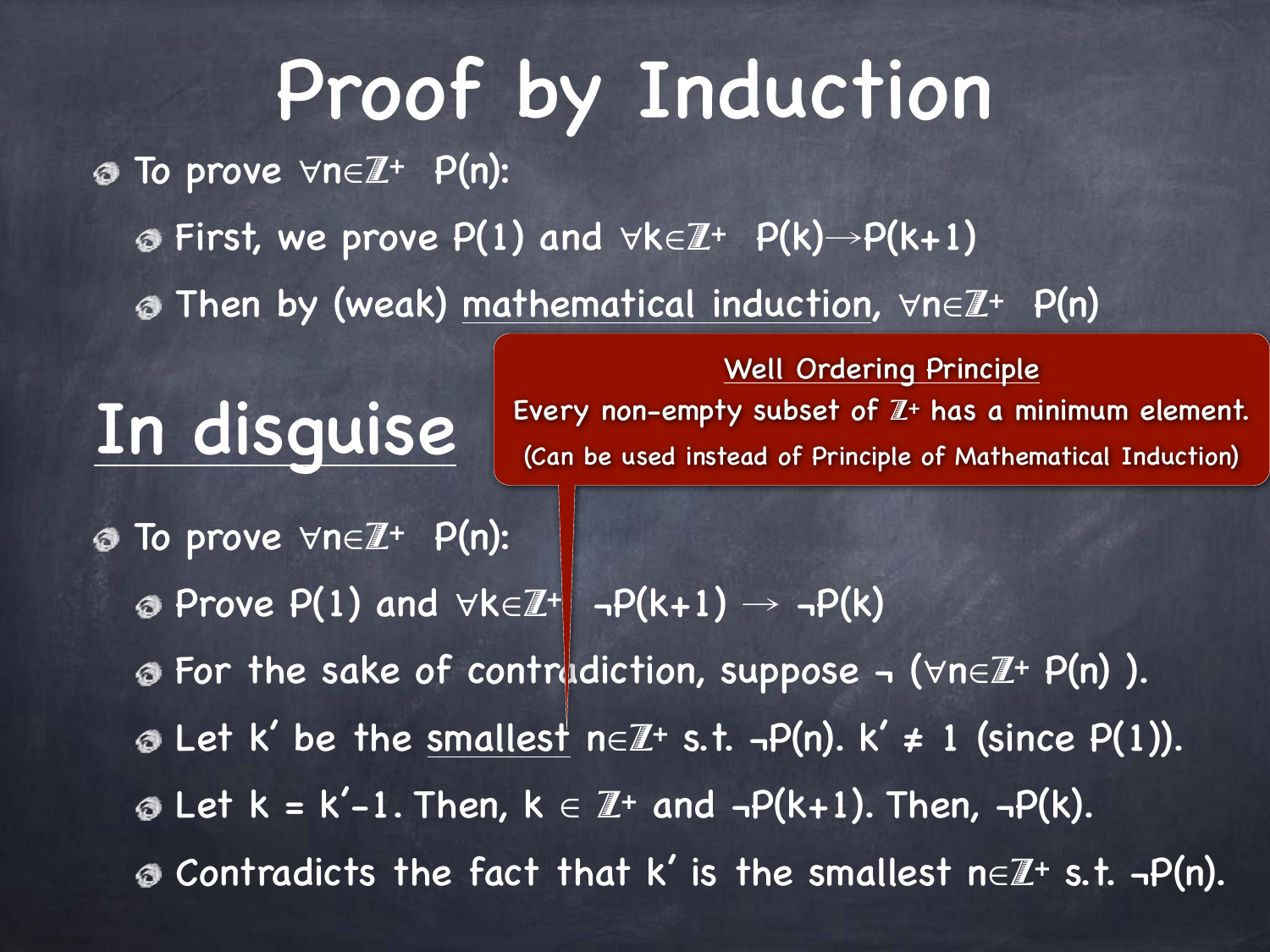# Proof by Induction

- To prove $\forall n \in \mathbb{Z}^+ \; P(n)$:
  - First, we prove $P(1)$ and $\forall k \in \mathbb{Z}^+ \; P(k) \rightarrow P(k+1)$
  - Then by (weak) mathematical induction, $\forall n \in \mathbb{Z}^+ \; P(n)$

## In disguise

**Well Ordering Principle**

Every non-empty subset of $\mathbb{Z}^+$ has a minimum element.

(Can be used instead of Principle of Mathematical Induction)

- To prove $\forall n \in \mathbb{Z}^+ \; P(n)$:
  - Prove $P(1)$ and $\forall k \in \mathbb{Z}^+ \; \neg P(k+1) \rightarrow \neg P(k)$
  - For the sake of contradiction, suppose $\neg \, (\forall n \in \mathbb{Z}^+ \; P(n))$.
  - Let $k'$ be the smallest $n \in \mathbb{Z}^+$ s.t. $\neg P(n)$. $k' \neq 1$ (since $P(1)$).
  - Let $k = k'-1$. Then, $k \in \mathbb{Z}^+$ and $\neg P(k+1)$. Then, $\neg P(k)$.
  - Contradicts the fact that $k'$ is the smallest $n \in \mathbb{Z}^+$ s.t. $\neg P(n)$.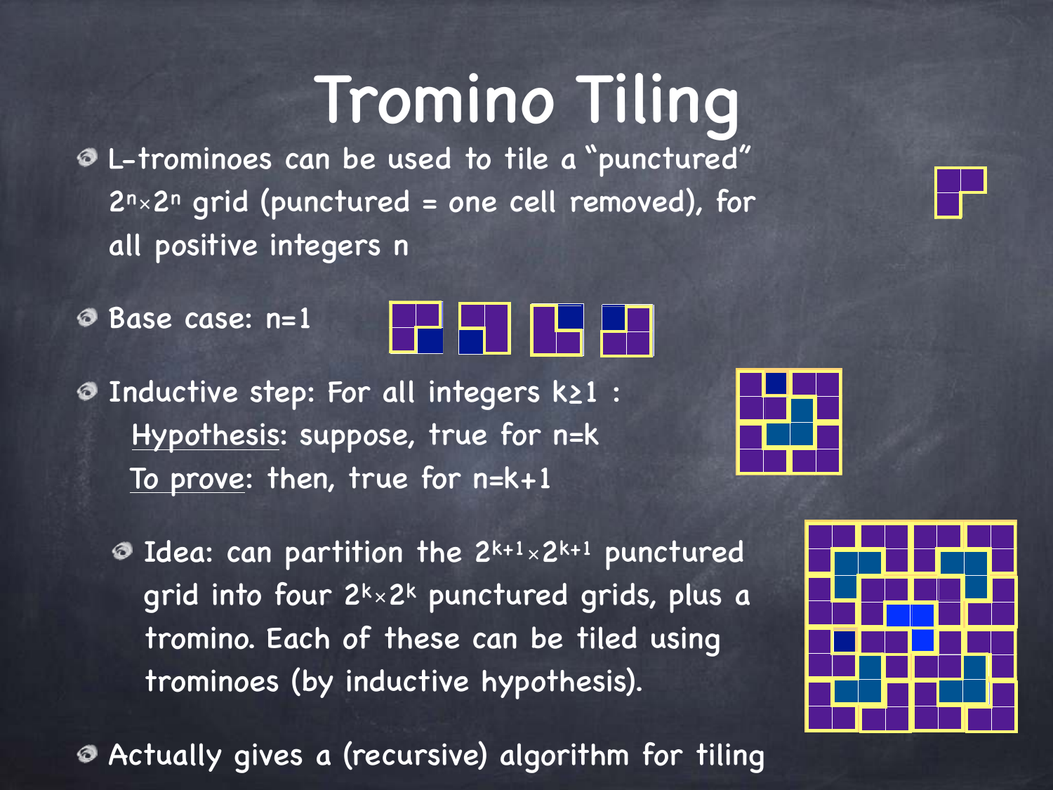# Tromino Tiling

- L-trominoes can be used to tile a "punctured" $2^n \times 2^n$ grid (punctured = one cell removed), for all positive integers n
- Base case: n=1
- Inductive step: For all integers $k \geq 1$ :
  - Hypothesis: suppose, true for n=k
  - To prove: then, true for n=k+1
  - Idea: can partition the $2^{k+1} \times 2^{k+1}$ punctured grid into four $2^k \times 2^k$ punctured grids, plus a tromino. Each of these can be tiled using trominoes (by inductive hypothesis).
- Actually gives a (recursive) algorithm for tiling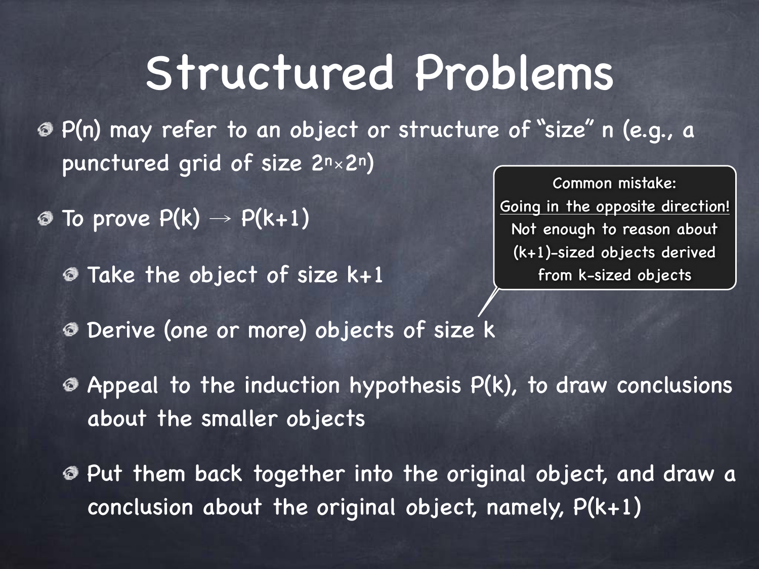# Structured Problems

- $P(n)$ may refer to an object or structure of "size" n (e.g., a punctured grid of size $2^n \times 2^n$)
- To prove $P(k) \rightarrow P(k+1)$
  - Take the object of size k+1
  - Derive (one or more) objects of size k
  - Appeal to the induction hypothesis $P(k)$, to draw conclusions about the smaller objects
  - Put them back together into the original object, and draw a conclusion about the original object, namely, $P(k+1)$

> Common mistake:
> Going in the opposite direction!
> Not enough to reason about (k+1)-sized objects derived from k-sized objects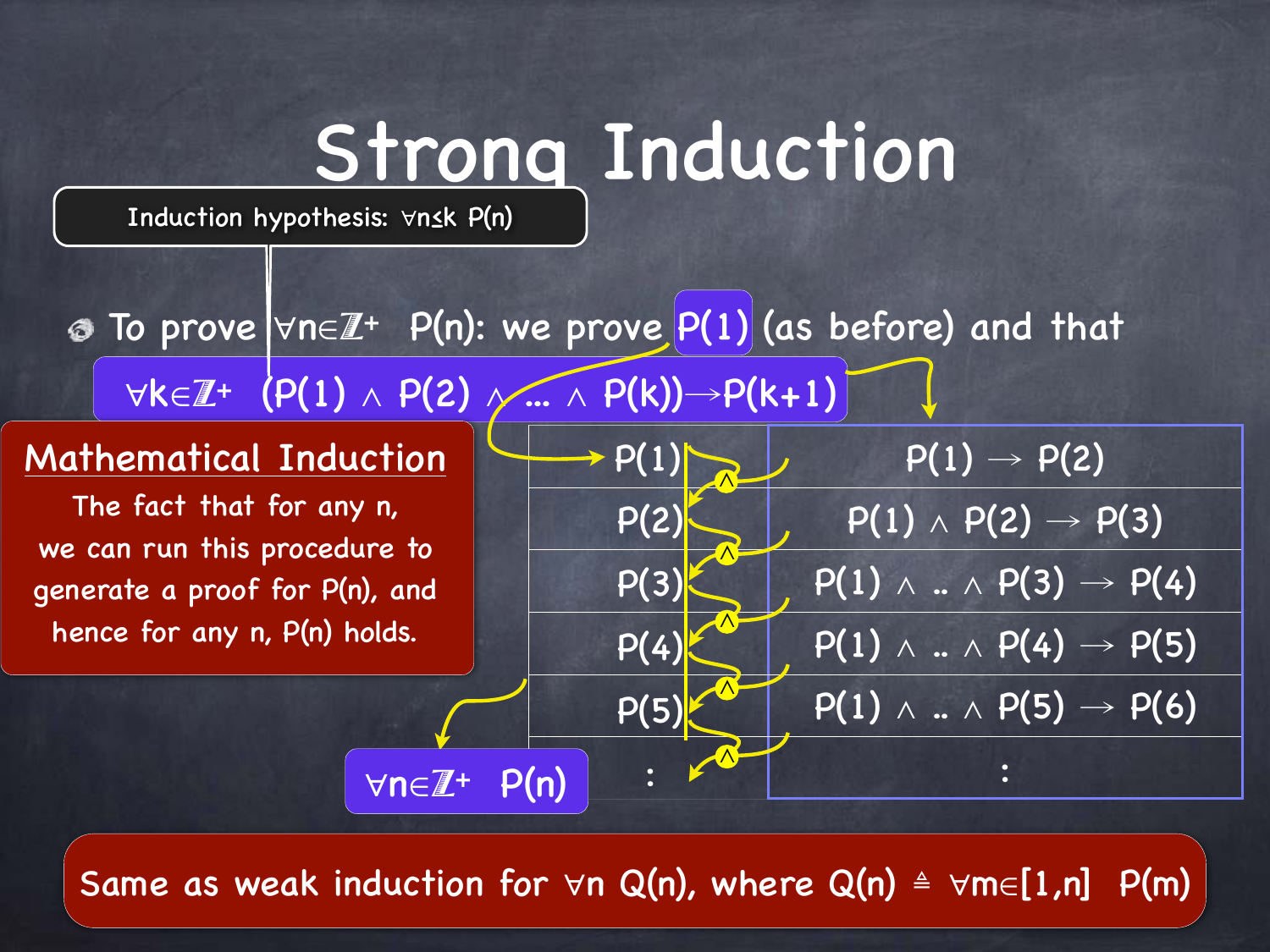# Strong Induction

Induction hypothesis: $\forall n{\le}k\ P(n)$

- To prove $\forall n{\in}\mathbb{Z}^+\ P(n)$: we prove $P(1)$ (as before) and that

$\forall k{\in}\mathbb{Z}^+\ (P(1) \wedge P(2) \wedge \ldots \wedge P(k)){\rightarrow}P(k{+}1)$

| | |
|---|---|
| $P(1)$ | $P(1) \rightarrow P(2)$ |
| $P(2)$ | $P(1) \wedge P(2) \rightarrow P(3)$ |
| $P(3)$ | $P(1) \wedge .. \wedge P(3) \rightarrow P(4)$ |
| $P(4)$ | $P(1) \wedge .. \wedge P(4) \rightarrow P(5)$ |
| $P(5)$ | $P(1) \wedge .. \wedge P(5) \rightarrow P(6)$ |
| : | : |

$\forall n{\in}\mathbb{Z}^+\ P(n)$

**Mathematical Induction**

The fact that for any n, we can run this procedure to generate a proof for P(n), and hence for any n, P(n) holds.

Same as weak induction for $\forall n\ Q(n)$, where $Q(n) \triangleq \forall m{\in}[1,n]\ \ P(m)$